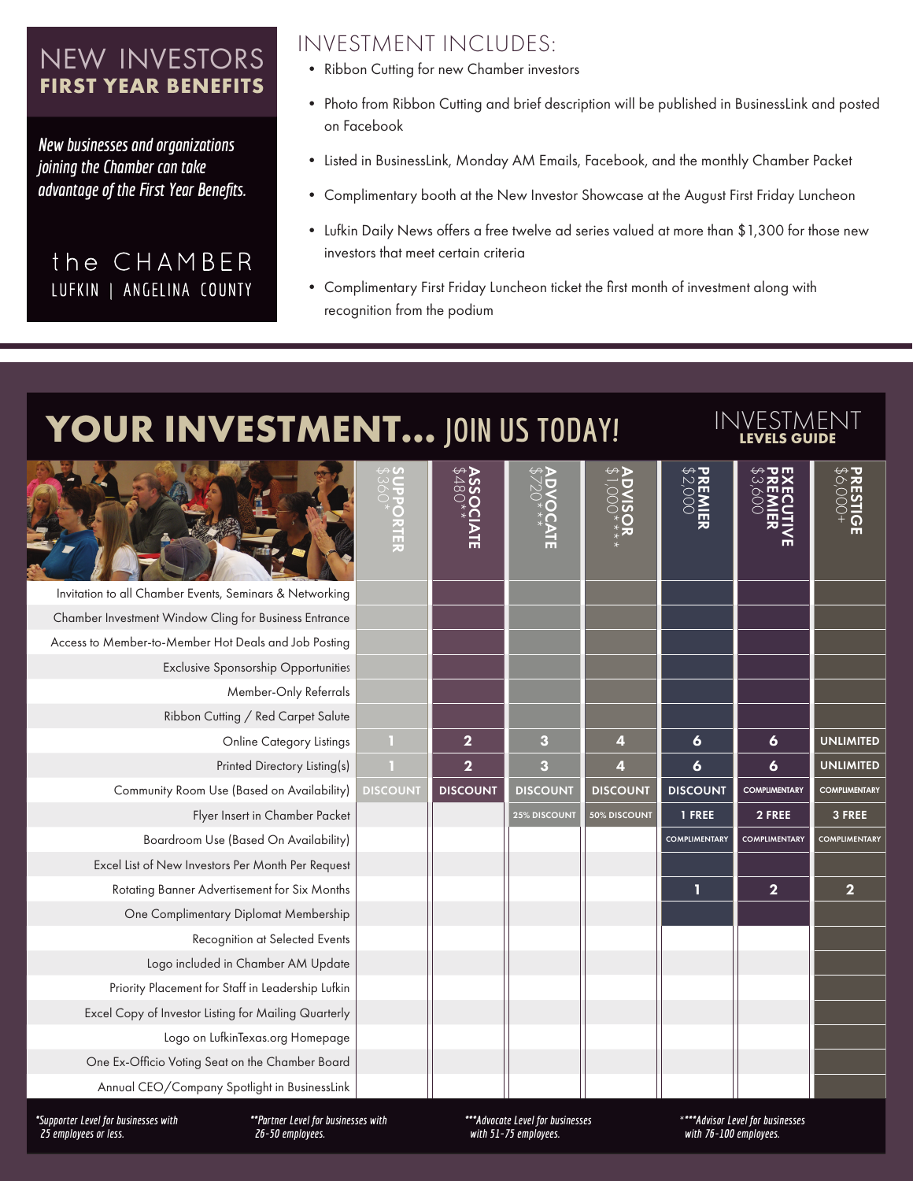# NEW INVESTORS
## FIRST YEAR BENEFITS

*New businesses and organizations joining the Chamber can take advantage of the First Year Benefits.*

the CHAMBER
LUFKIN | ANGELINA COUNTY

## INVESTMENT INCLUDES:

- Ribbon Cutting for new Chamber investors
- Photo from Ribbon Cutting and brief description will be published in BusinessLink and posted on Facebook
- Listed in BusinessLink, Monday AM Emails, Facebook, and the monthly Chamber Packet
- Complimentary booth at the New Investor Showcase at the August First Friday Luncheon
- Lufkin Daily News offers a free twelve ad series valued at more than $1,300 for those new investors that meet certain criteria
- Complimentary First Friday Luncheon ticket the first month of investment along with recognition from the podium

# YOUR INVESTMENT... JOIN US TODAY!

## INVESTMENT LEVELS GUIDE

| | SUPPORTER $360* | ASSOCIATE $480** | ADVOCATE $720*** | ADVISOR $1,000**** | PREMIER $2,000 | EXECUTIVE PREMIER $3,600 | PRESTIGE $6,000+ |
|---|---|---|---|---|---|---|---|
| Invitation to all Chamber Events, Seminars & Networking | ✓ | ✓ | ✓ | ✓ | ✓ | ✓ | ✓ |
| Chamber Investment Window Cling for Business Entrance | ✓ | ✓ | ✓ | ✓ | ✓ | ✓ | ✓ |
| Access to Member-to-Member Hot Deals and Job Posting | ✓ | ✓ | ✓ | ✓ | ✓ | ✓ | ✓ |
| Exclusive Sponsorship Opportunities | ✓ | ✓ | ✓ | ✓ | ✓ | ✓ | ✓ |
| Member-Only Referrals | ✓ | ✓ | ✓ | ✓ | ✓ | ✓ | ✓ |
| Ribbon Cutting / Red Carpet Salute | ✓ | ✓ | ✓ | ✓ | ✓ | ✓ | ✓ |
| Online Category Listings | 1 | 2 | 3 | 4 | 6 | 6 | UNLIMITED |
| Printed Directory Listing(s) | 1 | 2 | 3 | 4 | 6 | 6 | UNLIMITED |
| Community Room Use (Based on Availability) | DISCOUNT | DISCOUNT | DISCOUNT | DISCOUNT | DISCOUNT | COMPLIMENTARY | COMPLIMENTARY |
| Flyer Insert in Chamber Packet | | | 25% DISCOUNT | 50% DISCOUNT | 1 FREE | 2 FREE | 3 FREE |
| Boardroom Use (Based On Availability) | | | | | COMPLIMENTARY | COMPLIMENTARY | COMPLIMENTARY |
| Excel List of New Investors Per Month Per Request | | | | | ✓ | ✓ | ✓ |
| Rotating Banner Advertisement for Six Months | | | | | 1 | 2 | 2 |
| One Complimentary Diplomat Membership | | | | | ✓ | ✓ | ✓ |
| Recognition at Selected Events | | | | | | | ✓ |
| Logo included in Chamber AM Update | | | | | | | ✓ |
| Priority Placement for Staff in Leadership Lufkin | | | | | | | ✓ |
| Excel Copy of Investor Listing for Mailing Quarterly | | | | | | | ✓ |
| Logo on LufkinTexas.org Homepage | | | | | | | ✓ |
| One Ex-Officio Voting Seat on the Chamber Board | | | | | | | ✓ |
| Annual CEO/Company Spotlight in BusinessLink | | | | | | | ✓ |

*Supporter Level for businesses with 25 employees or less.

**Partner Level for businesses with 26-50 employees.

***Advocate Level for businesses with 51-75 employees.

****Advisor Level for businesses with 76-100 employees.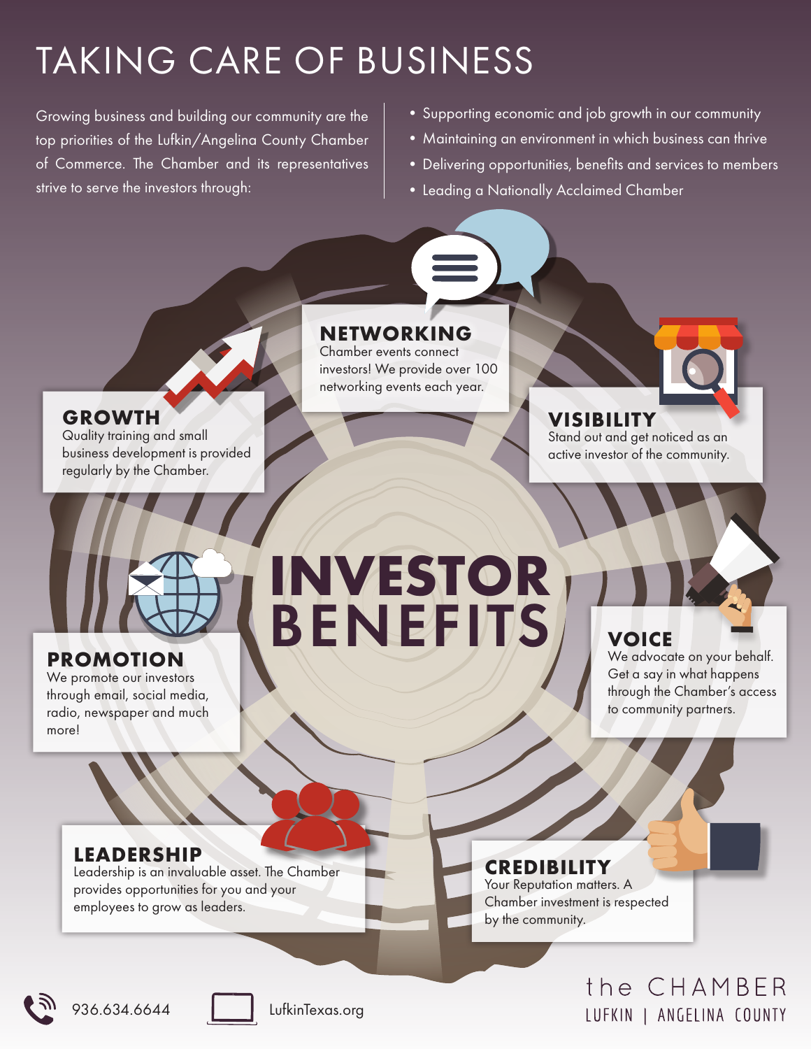# TAKING CARE OF BUSINESS

Growing business and building our community are the top priorities of the Lufkin/Angelina County Chamber of Commerce. The Chamber and its representatives strive to serve the investors through:

- Supporting economic and job growth in our community
- Maintaining an environment in which business can thrive
- Delivering opportunities, benefits and services to members
- Leading a Nationally Acclaimed Chamber

# INVESTOR BENEFITS

## NETWORKING

Chamber events connect investors! We provide over 100 networking events each year.

## GROWTH

Quality training and small business development is provided regularly by the Chamber.

## VISIBILITY

Stand out and get noticed as an active investor of the community.

## PROMOTION

We promote our investors through email, social media, radio, newspaper and much more!

## VOICE

We advocate on your behalf. Get a say in what happens through the Chamber's access to community partners.

## LEADERSHIP

Leadership is an invaluable asset. The Chamber provides opportunities for you and your employees to grow as leaders.

## CREDIBILITY

Your Reputation matters. A Chamber investment is respected by the community.

936.634.6644

LufkinTexas.org

the CHAMBER
LUFKIN | ANGELINA COUNTY